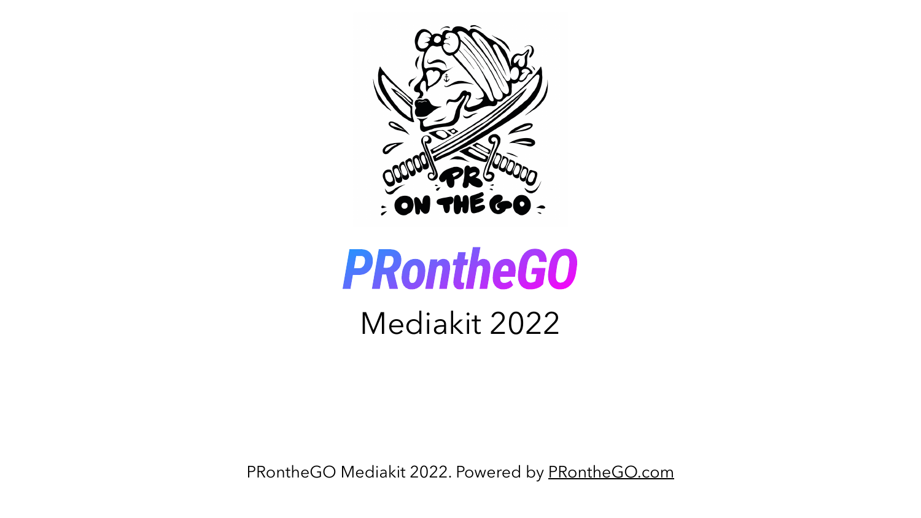# PRontheGO

## Mediakit 2022

PRontheGO Mediakit 2022. Powered by PRontheGO.com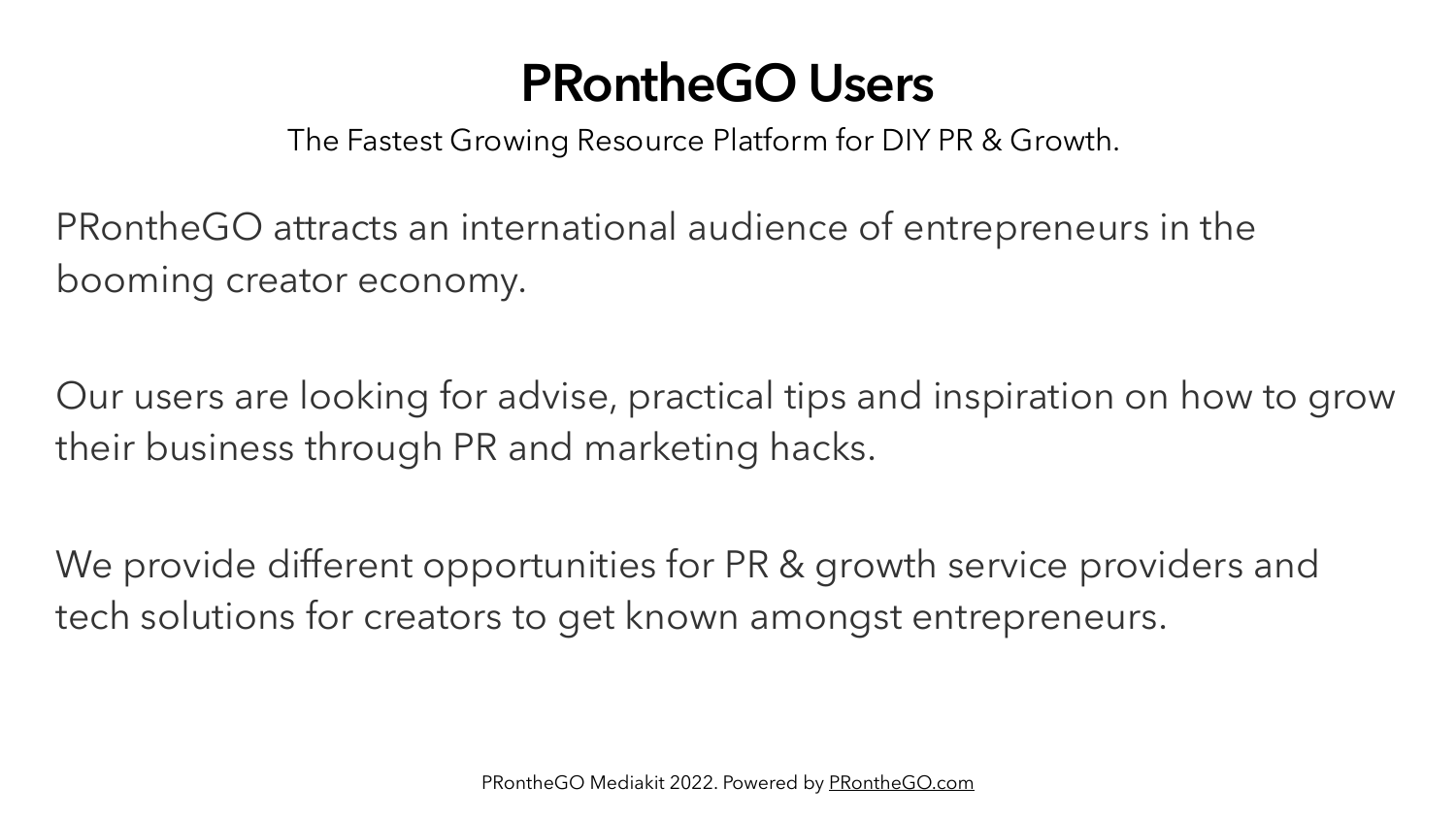# PRontheGO Users

The Fastest Growing Resource Platform for DIY PR & Growth.

PRontheGO attracts an international audience of entrepreneurs in the booming creator economy.

Our users are looking for advise, practical tips and inspiration on how to grow their business through PR and marketing hacks.

We provide different opportunities for PR & growth service providers and tech solutions for creators to get known amongst entrepreneurs.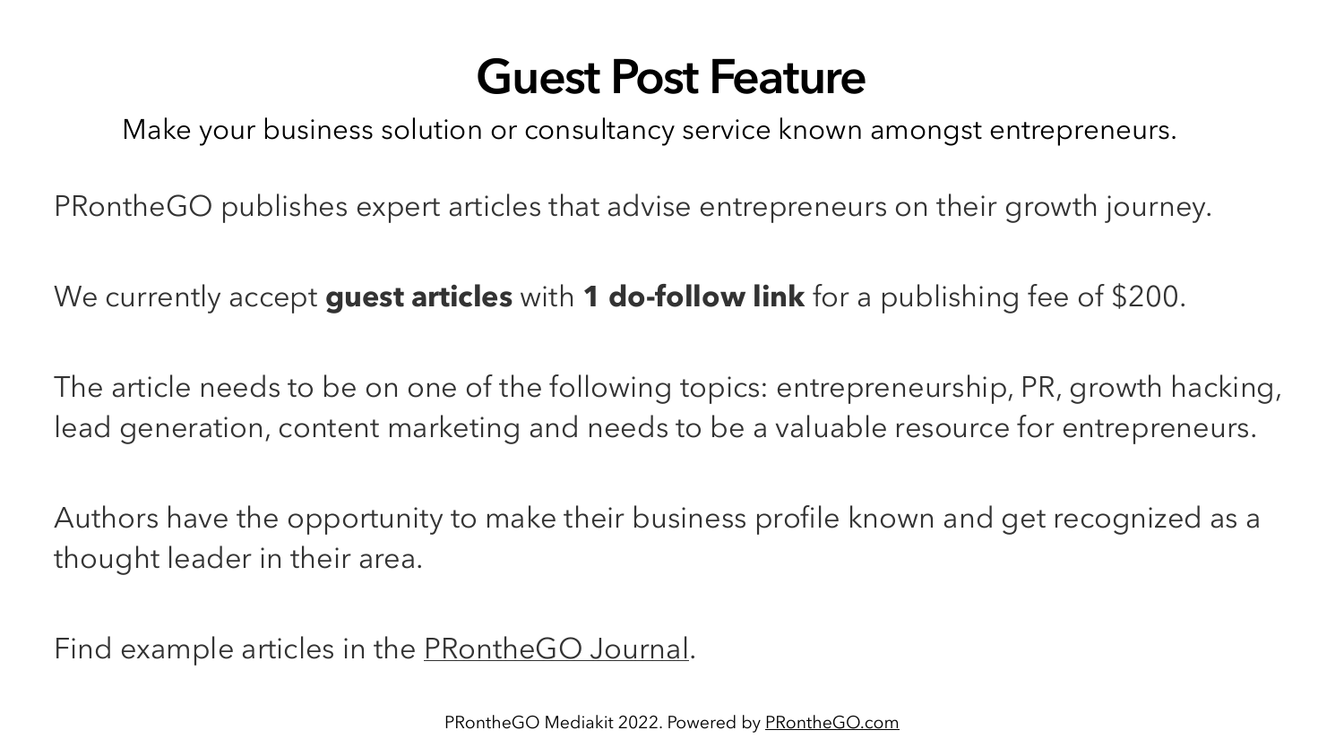# Guest Post Feature

Make your business solution or consultancy service known amongst entrepreneurs.

PRontheGO publishes expert articles that advise entrepreneurs on their growth journey.

We currently accept **guest articles** with **1 do-follow link** for a publishing fee of $200.

The article needs to be on one of the following topics: entrepreneurship, PR, growth hacking, lead generation, content marketing and needs to be a valuable resource for entrepreneurs.

Authors have the opportunity to make their business profile known and get recognized as a thought leader in their area.

Find example articles in the PRontheGO Journal.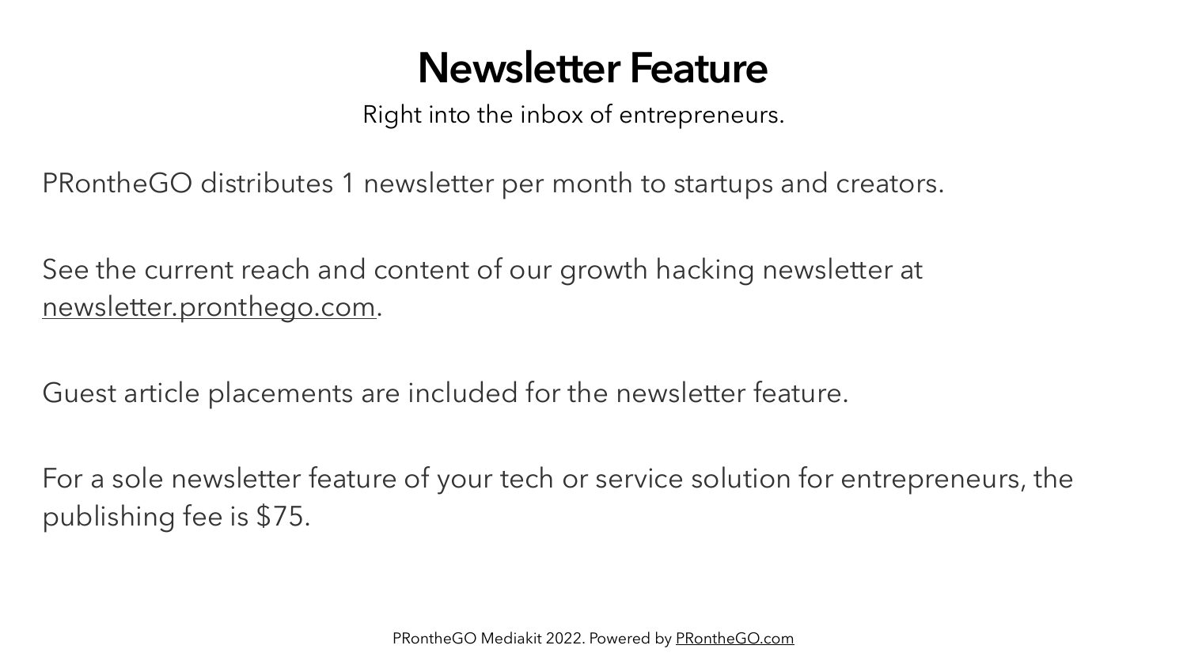# Newsletter Feature

Right into the inbox of entrepreneurs.

PRontheGO distributes 1 newsletter per month to startups and creators.

See the current reach and content of our growth hacking newsletter at newsletter.pronthego.com.

Guest article placements are included for the newsletter feature.

For a sole newsletter feature of your tech or service solution for entrepreneurs, the publishing fee is $75.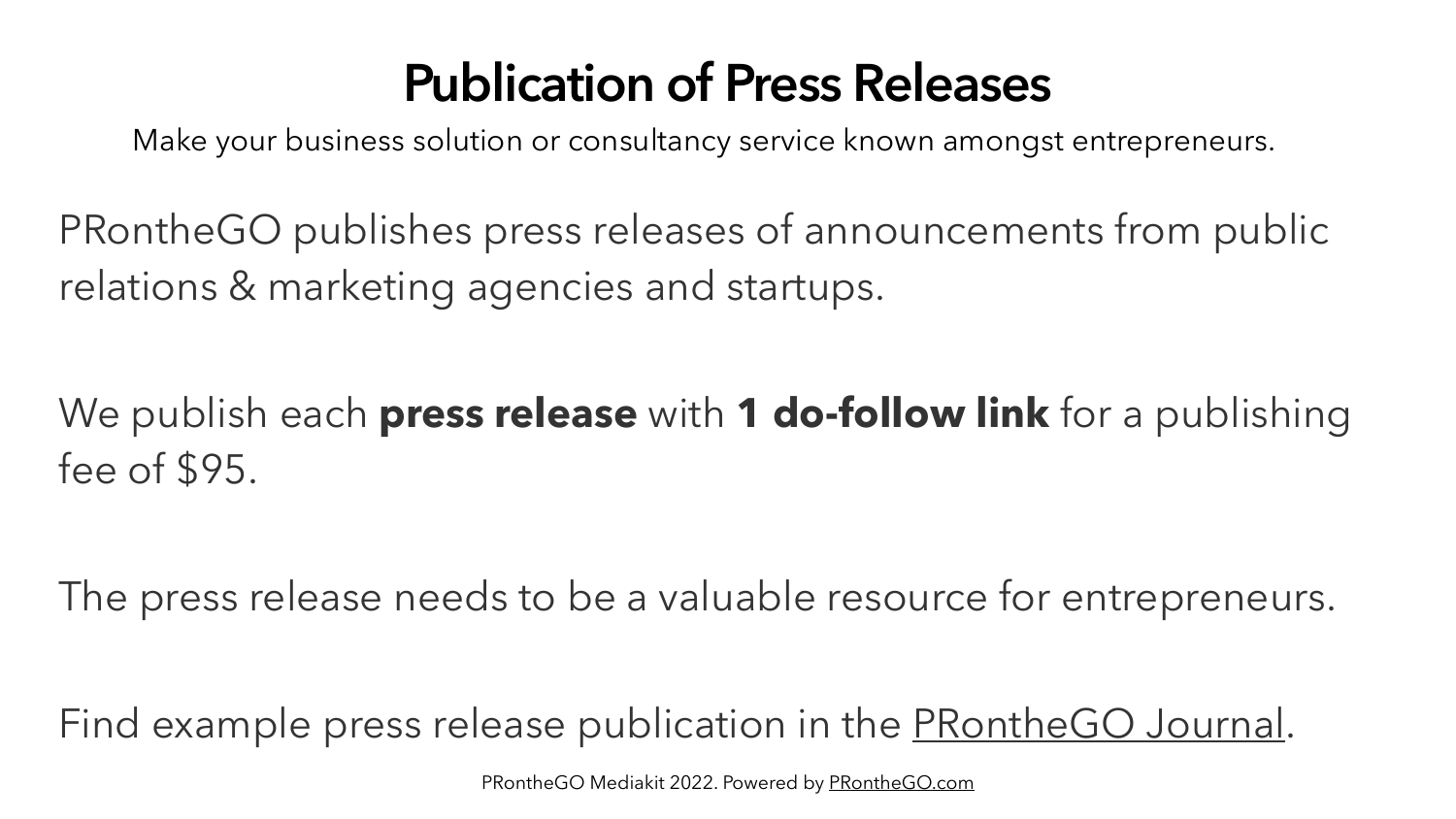# Publication of Press Releases

Make your business solution or consultancy service known amongst entrepreneurs.

PRontheGO publishes press releases of announcements from public relations & marketing agencies and startups.

We publish each **press release** with **1 do-follow link** for a publishing fee of $95.

The press release needs to be a valuable resource for entrepreneurs.

Find example press release publication in the PRontheGO Journal.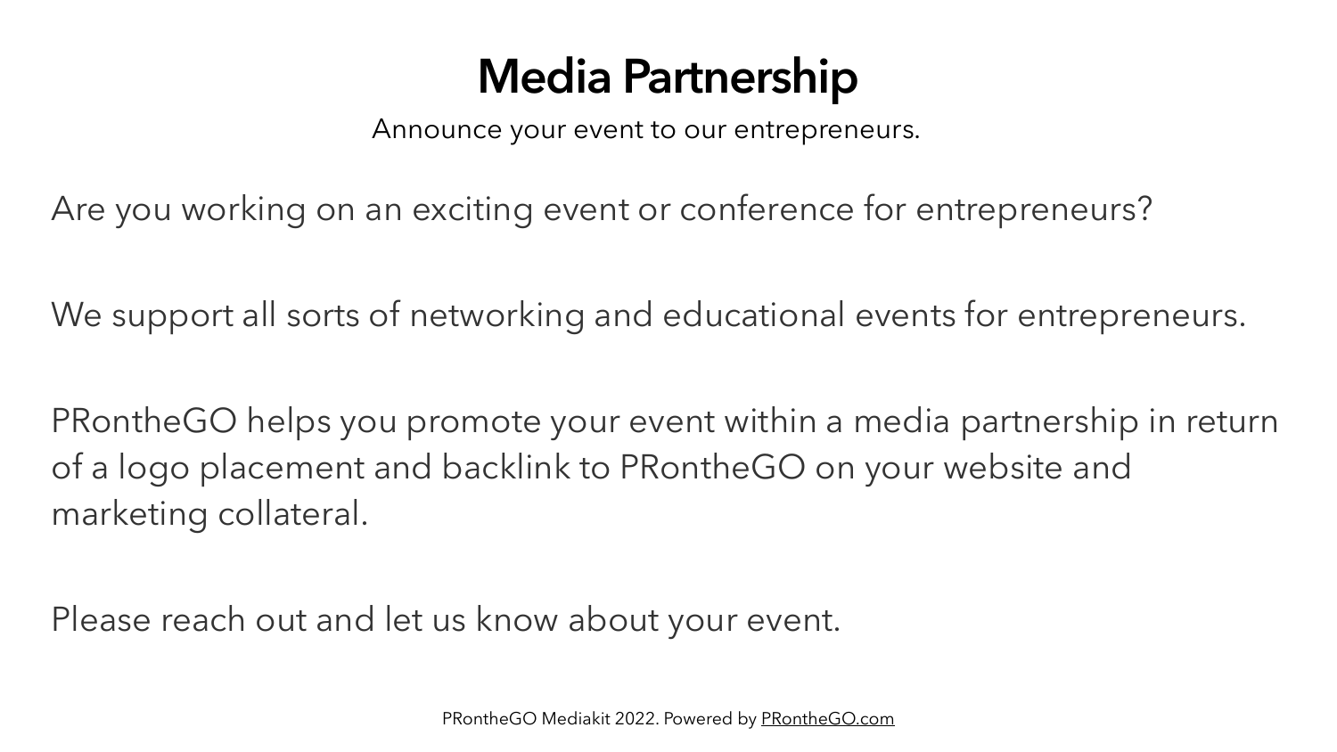# Media Partnership

Announce your event to our entrepreneurs.

Are you working on an exciting event or conference for entrepreneurs?

We support all sorts of networking and educational events for entrepreneurs.

PRontheGO helps you promote your event within a media partnership in return of a logo placement and backlink to PRontheGO on your website and marketing collateral.

Please reach out and let us know about your event.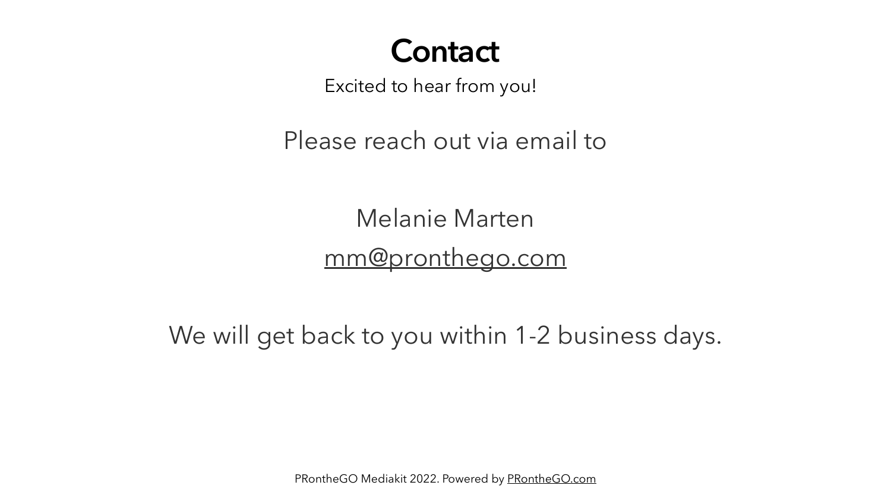# Contact

Excited to hear from you!

Please reach out via email to

Melanie Marten

mm@pronthego.com

We will get back to you within 1-2 business days.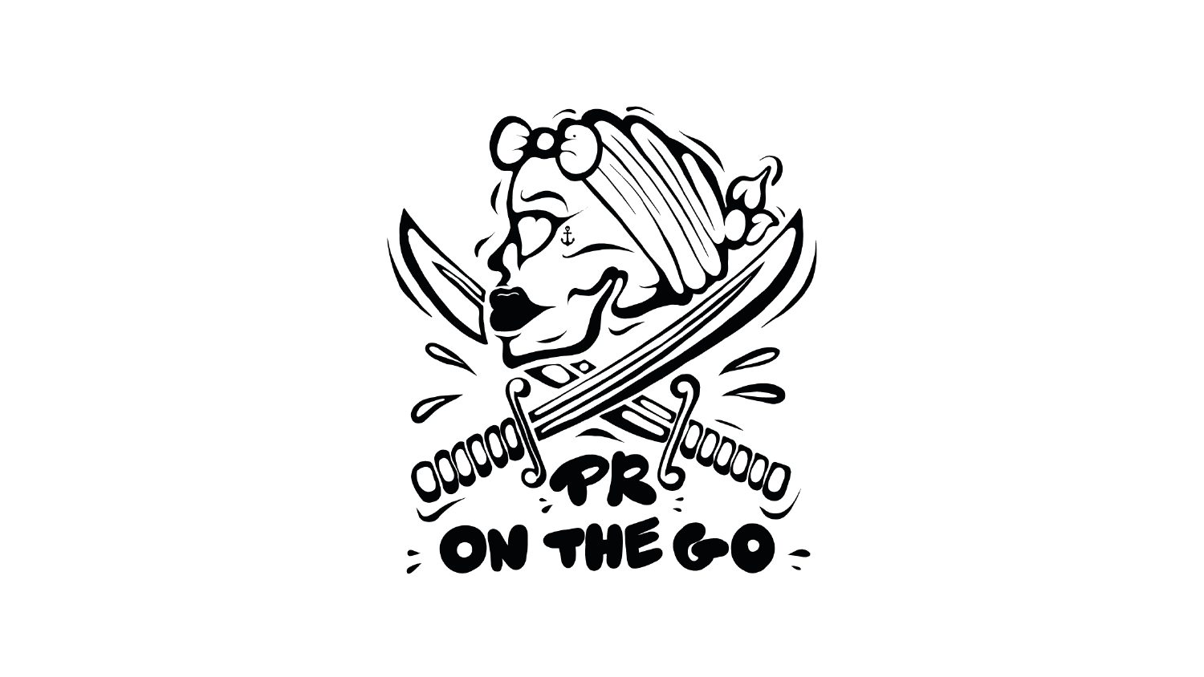PR
ON THE GO